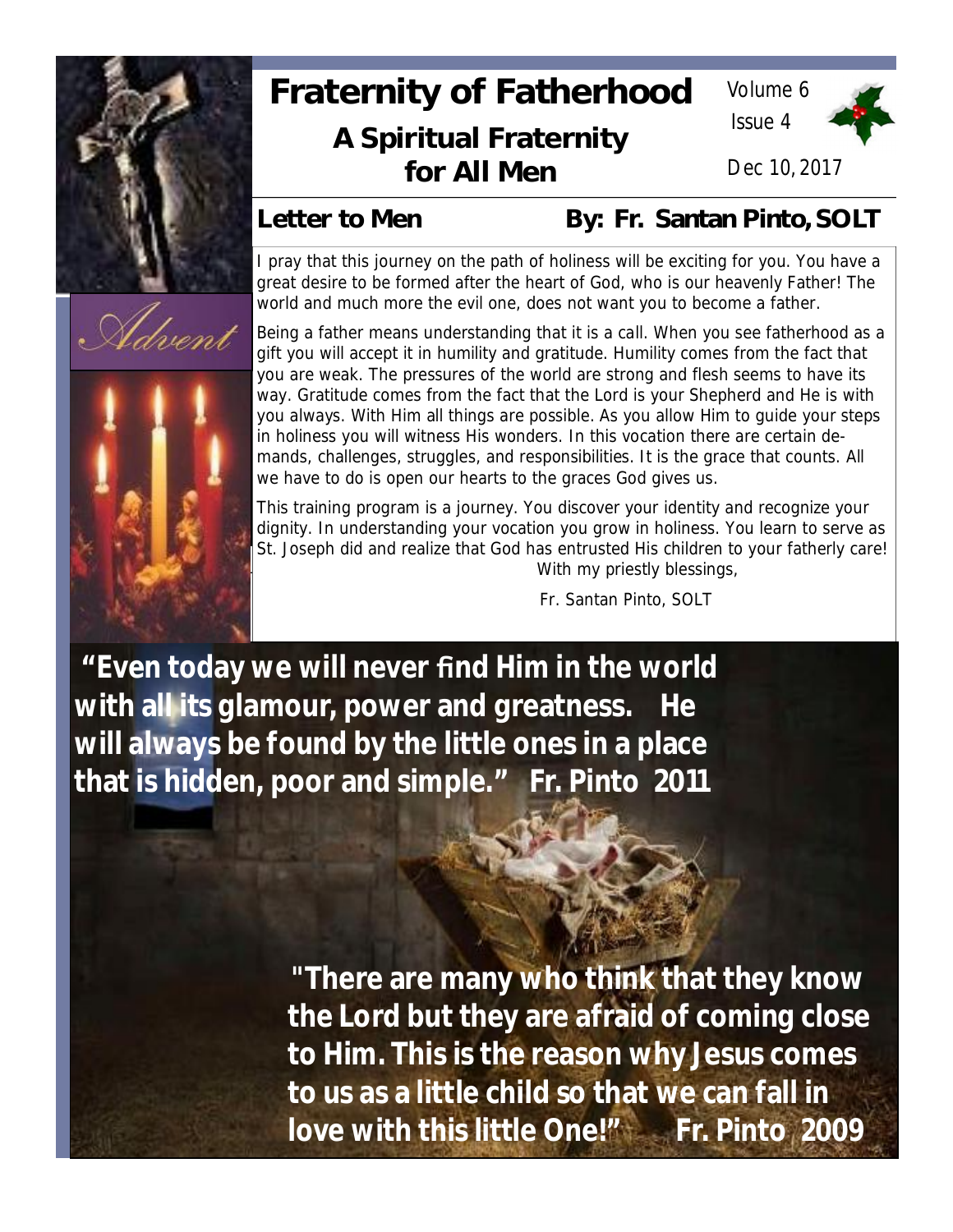# Fraternity of Fatherhood

## A Spiritual Fraternity for All Men

Volume 6
Issue 4

Dec 10, 2017

Advent

## Letter to Men

**By: Fr. Santan Pinto, SOLT**

I pray that this journey on the path of holiness will be exciting for you. You have a great desire to be formed after the heart of God, who is our heavenly Father! The world and much more the evil one, does not want you to become a father.

Being a father means understanding that it is a call. When you see fatherhood as a gift you will accept it in humility and gratitude. Humility comes from the fact that you are weak. The pressures of the world are strong and flesh seems to have its way. Gratitude comes from the fact that the Lord is your Shepherd and He is with you always. With Him all things are possible. As you allow Him to guide your steps in holiness you will witness His wonders. In this vocation there are certain demands, challenges, struggles, and responsibilities. It is the grace that counts. All we have to do is open our hearts to the graces God gives us.

This training program is a journey. You discover your identity and recognize your dignity. In understanding your vocation you grow in holiness. You learn to serve as St. Joseph did and realize that God has entrusted His children to your fatherly care!

With my priestly blessings,

Fr. Santan Pinto, SOLT

**"Even today we will never find Him in the world with all its glamour, power and greatness. He will always be found by the little ones in a place that is hidden, poor and simple." Fr. Pinto 2011**

**"There are many who think that they know the Lord but they are afraid of coming close to Him. This is the reason why Jesus comes to us as a little child so that we can fall in love with this little One!" Fr. Pinto 2009**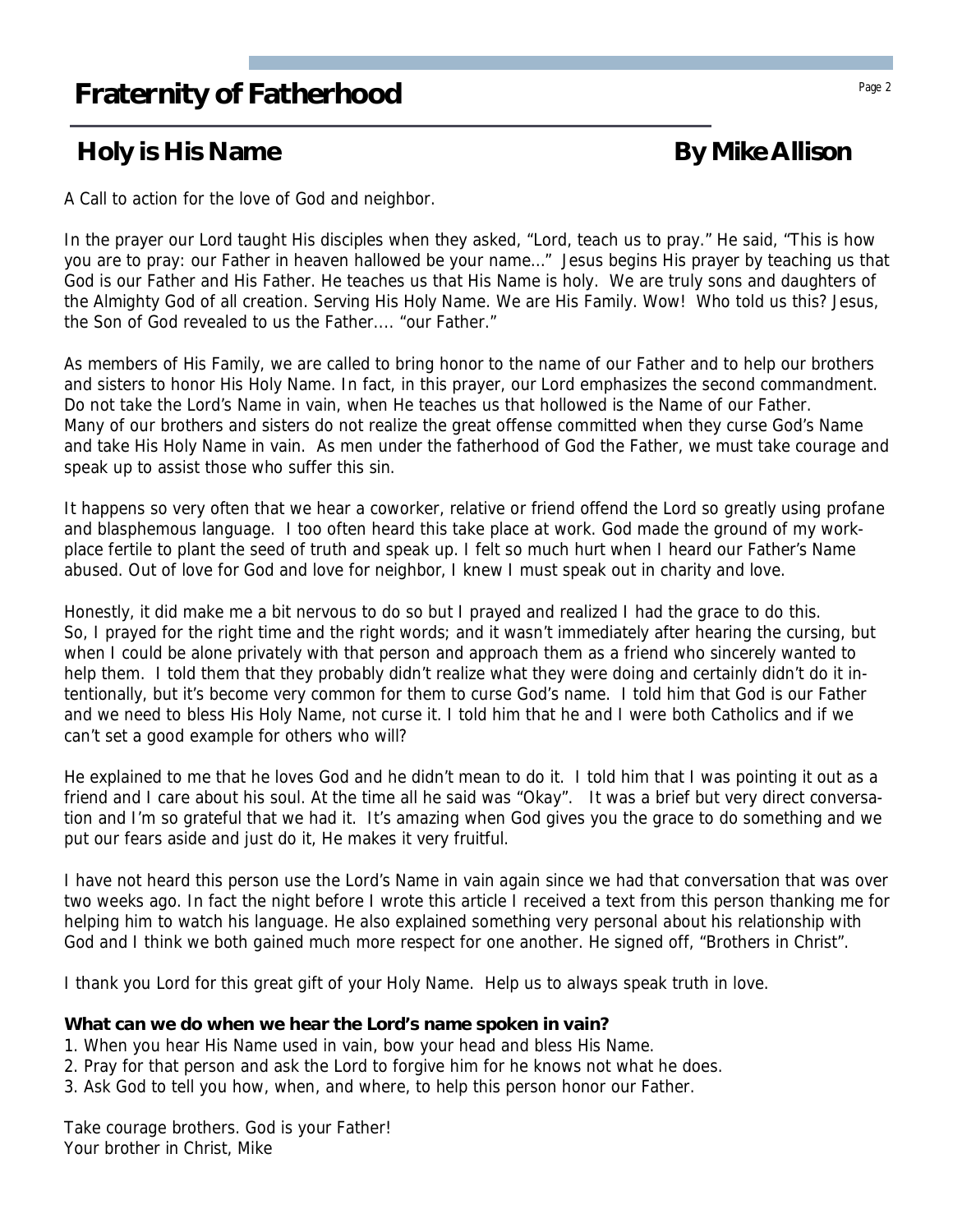# Fraternity of Fatherhood

## Holy is His Name

**By Mike Allison**

A Call to action for the love of God and neighbor.

In the prayer our Lord taught His disciples when they asked, "Lord, teach us to pray." He said, "This is how you are to pray: our Father in heaven hallowed be your name…" Jesus begins His prayer by teaching us that God is our Father and His Father. He teaches us that His Name is holy. We are truly sons and daughters of the Almighty God of all creation. Serving His Holy Name. We are His Family. Wow! Who told us this? Jesus, the Son of God revealed to us the Father…. "our Father."

As members of His Family, we are called to bring honor to the name of our Father and to help our brothers and sisters to honor His Holy Name. In fact, in this prayer, our Lord emphasizes the second commandment. Do not take the Lord's Name in vain, when He teaches us that hollowed is the Name of our Father. Many of our brothers and sisters do not realize the great offense committed when they curse God's Name and take His Holy Name in vain. As men under the fatherhood of God the Father, we must take courage and speak up to assist those who suffer this sin.

It happens so very often that we hear a coworker, relative or friend offend the Lord so greatly using profane and blasphemous language. I too often heard this take place at work. God made the ground of my workplace fertile to plant the seed of truth and speak up. I felt so much hurt when I heard our Father's Name abused. Out of love for God and love for neighbor, I knew I must speak out in charity and love.

Honestly, it did make me a bit nervous to do so but I prayed and realized I had the grace to do this. So, I prayed for the right time and the right words; and it wasn't immediately after hearing the cursing, but when I could be alone privately with that person and approach them as a friend who sincerely wanted to help them. I told them that they probably didn't realize what they were doing and certainly didn't do it intentionally, but it's become very common for them to curse God's name. I told him that God is our Father and we need to bless His Holy Name, not curse it. I told him that he and I were both Catholics and if we can't set a good example for others who will?

He explained to me that he loves God and he didn't mean to do it. I told him that I was pointing it out as a friend and I care about his soul. At the time all he said was "Okay". It was a brief but very direct conversation and I'm so grateful that we had it. It's amazing when God gives you the grace to do something and we put our fears aside and just do it, He makes it very fruitful.

I have not heard this person use the Lord's Name in vain again since we had that conversation that was over two weeks ago. In fact the night before I wrote this article I received a text from this person thanking me for helping him to watch his language. He also explained something very personal about his relationship with God and I think we both gained much more respect for one another. He signed off, "Brothers in Christ".

I thank you Lord for this great gift of your Holy Name. Help us to always speak truth in love.

**What can we do when we hear the Lord's name spoken in vain?**

1. When you hear His Name used in vain, bow your head and bless His Name.
2. Pray for that person and ask the Lord to forgive him for he knows not what he does.
3. Ask God to tell you how, when, and where, to help this person honor our Father.

Take courage brothers. God is your Father!
Your brother in Christ, Mike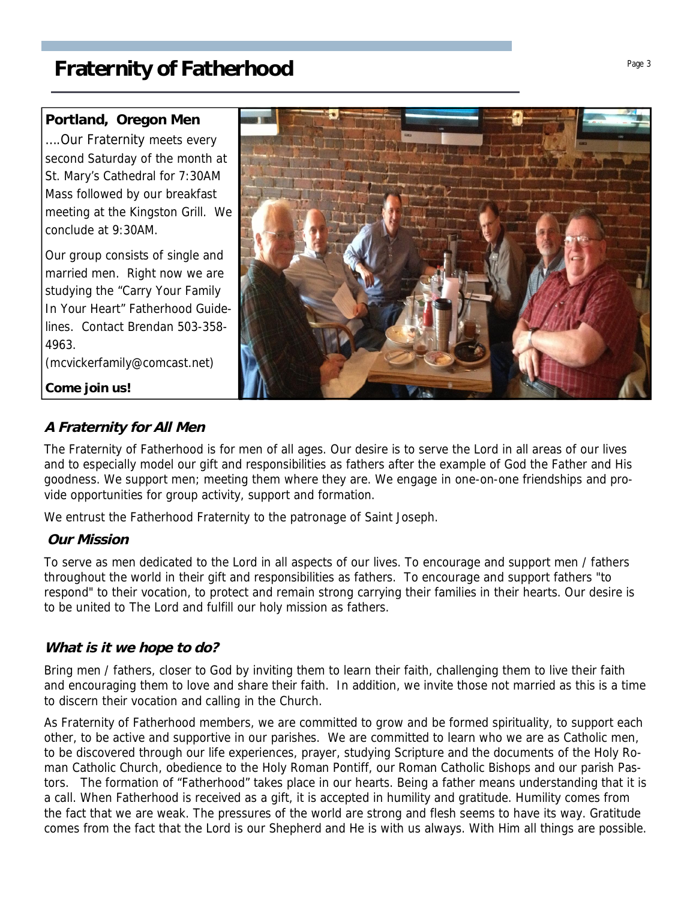# Fraternity of Fatherhood

**Portland, Oregon Men**

….Our Fraternity meets every second Saturday of the month at St. Mary's Cathedral for 7:30AM Mass followed by our breakfast meeting at the Kingston Grill. We conclude at 9:30AM.

Our group consists of single and married men. Right now we are studying the "Carry Your Family In Your Heart" Fatherhood Guidelines. Contact Brendan 503-358-4963.

(mcvickerfamily@comcast.net)

**Come join us!**

### *A Fraternity for All Men*

The Fraternity of Fatherhood is for men of all ages. Our desire is to serve the Lord in all areas of our lives and to especially model our gift and responsibilities as fathers after the example of God the Father and His goodness. We support men; meeting them where they are. We engage in one-on-one friendships and provide opportunities for group activity, support and formation.

We entrust the Fatherhood Fraternity to the patronage of Saint Joseph.

### *Our Mission*

To serve as men dedicated to the Lord in all aspects of our lives. To encourage and support men / fathers throughout the world in their gift and responsibilities as fathers. To encourage and support fathers "to respond" to their vocation, to protect and remain strong carrying their families in their hearts. Our desire is to be united to The Lord and fulfill our holy mission as fathers.

### *What is it we hope to do?*

Bring men / fathers, closer to God by inviting them to learn their faith, challenging them to live their faith and encouraging them to love and share their faith. In addition, we invite those not married as this is a time to discern their vocation and calling in the Church.

As Fraternity of Fatherhood members, we are committed to grow and be formed spirituality, to support each other, to be active and supportive in our parishes. We are committed to learn who we are as Catholic men, to be discovered through our life experiences, prayer, studying Scripture and the documents of the Holy Roman Catholic Church, obedience to the Holy Roman Pontiff, our Roman Catholic Bishops and our parish Pastors. The formation of "Fatherhood" takes place in our hearts. Being a father means understanding that it is a call. When Fatherhood is received as a gift, it is accepted in humility and gratitude. Humility comes from the fact that we are weak. The pressures of the world are strong and flesh seems to have its way. Gratitude comes from the fact that the Lord is our Shepherd and He is with us always. With Him all things are possible.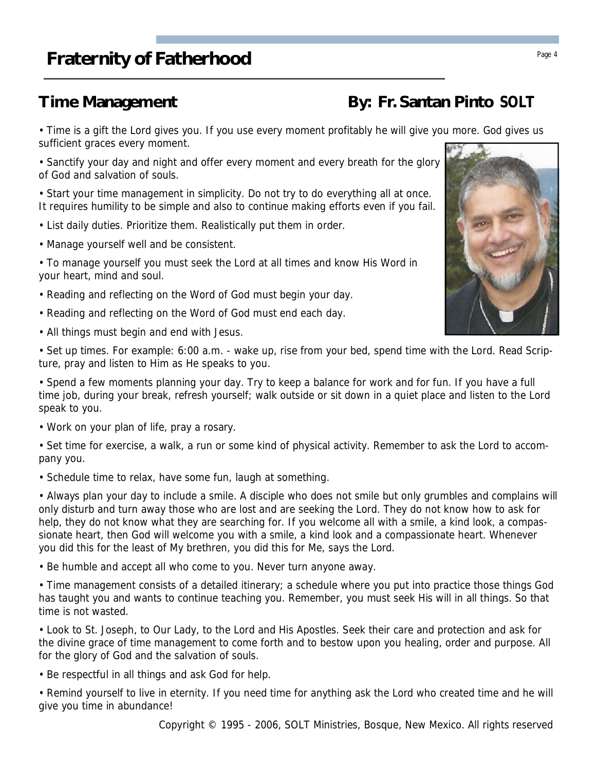## Time Management

**By: Fr. Santan Pinto SOLT**

- Time is a gift the Lord gives you. If you use every moment profitably he will give you more. God gives us sufficient graces every moment.
- Sanctify your day and night and offer every moment and every breath for the glory of God and salvation of souls.
- Start your time management in simplicity. Do not try to do everything all at once. It requires humility to be simple and also to continue making efforts even if you fail.
- List daily duties. Prioritize them. Realistically put them in order.
- Manage yourself well and be consistent.
- To manage yourself you must seek the Lord at all times and know His Word in your heart, mind and soul.
- Reading and reflecting on the Word of God must begin your day.
- Reading and reflecting on the Word of God must end each day.
- All things must begin and end with Jesus.
- Set up times. For example: 6:00 a.m. - wake up, rise from your bed, spend time with the Lord. Read Scripture, pray and listen to Him as He speaks to you.
- Spend a few moments planning your day. Try to keep a balance for work and for fun. If you have a full time job, during your break, refresh yourself; walk outside or sit down in a quiet place and listen to the Lord speak to you.
- Work on your plan of life, pray a rosary.
- Set time for exercise, a walk, a run or some kind of physical activity. Remember to ask the Lord to accompany you.
- Schedule time to relax, have some fun, laugh at something.
- Always plan your day to include a smile. A disciple who does not smile but only grumbles and complains will only disturb and turn away those who are lost and are seeking the Lord. They do not know how to ask for help, they do not know what they are searching for. If you welcome all with a smile, a kind look, a compassionate heart, then God will welcome you with a smile, a kind look and a compassionate heart. Whenever you did this for the least of My brethren, you did this for Me, says the Lord.
- Be humble and accept all who come to you. Never turn anyone away.
- Time management consists of a detailed itinerary; a schedule where you put into practice those things God has taught you and wants to continue teaching you. Remember, you must seek His will in all things. So that time is not wasted.
- Look to St. Joseph, to Our Lady, to the Lord and His Apostles. Seek their care and protection and ask for the divine grace of time management to come forth and to bestow upon you healing, order and purpose. All for the glory of God and the salvation of souls.
- Be respectful in all things and ask God for help.
- Remind yourself to live in eternity. If you need time for anything ask the Lord who created time and he will give you time in abundance!

Copyright © 1995 - 2006, SOLT Ministries, Bosque, New Mexico. All rights reserved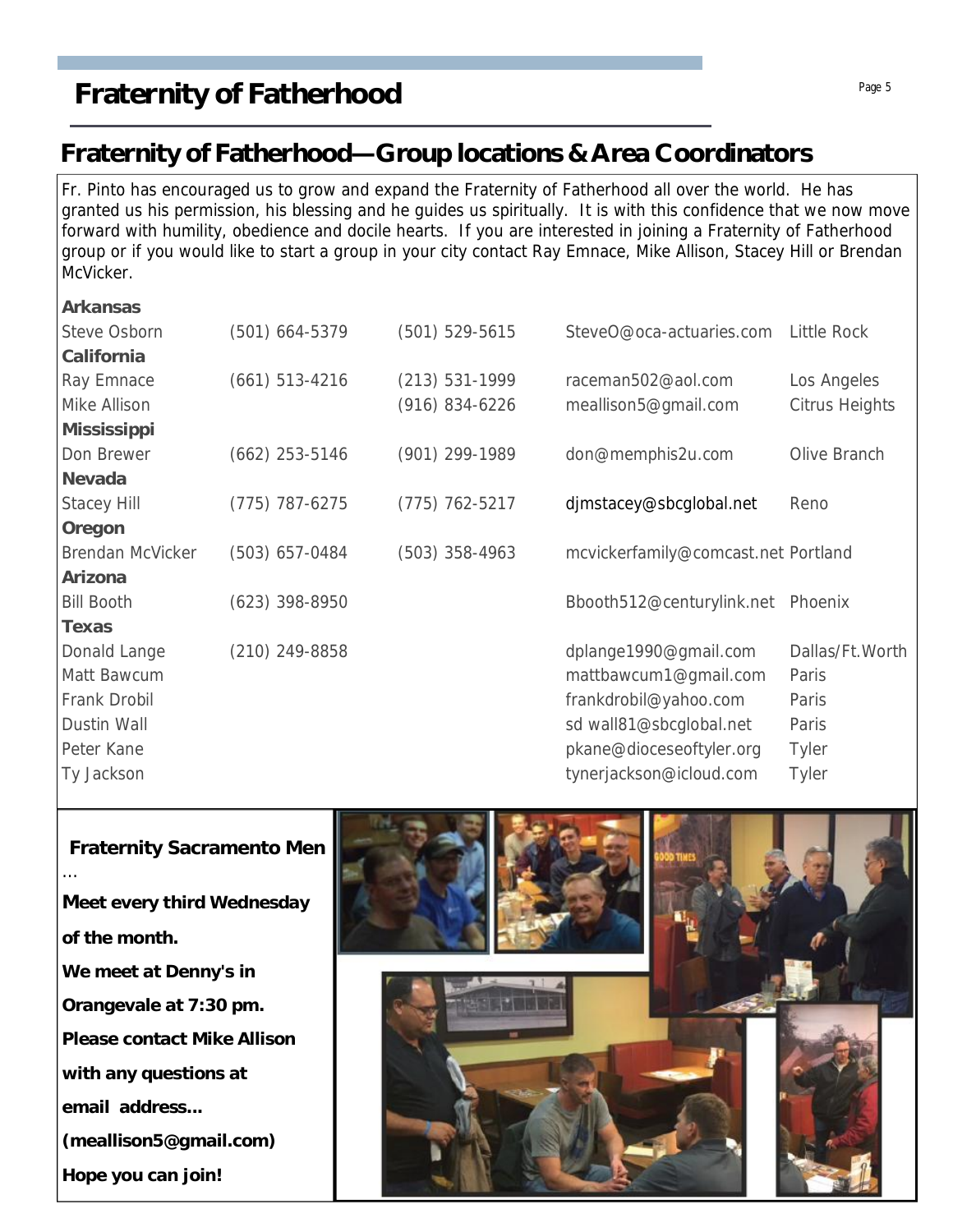# Fraternity of Fatherhood

## Fraternity of Fatherhood—Group locations & Area Coordinators

Fr. Pinto has encouraged us to grow and expand the Fraternity of Fatherhood all over the world. He has granted us his permission, his blessing and he guides us spiritually. It is with this confidence that we now move forward with humility, obedience and docile hearts. If you are interested in joining a Fraternity of Fatherhood group or if you would like to start a group in your city contact Ray Emnace, Mike Allison, Stacey Hill or Brendan McVicker.

| | | | | |
|---|---|---|---|---|
| **Arkansas** | | | | |
| Steve Osborn | (501) 664-5379 | (501) 529-5615 | SteveO@oca-actuaries.com | Little Rock |
| **California** | | | | |
| Ray Emnace | (661) 513-4216 | (213) 531-1999 | raceman502@aol.com | Los Angeles |
| Mike Allison | | (916) 834-6226 | meallison5@gmail.com | Citrus Heights |
| **Mississippi** | | | | |
| Don Brewer | (662) 253-5146 | (901) 299-1989 | don@memphis2u.com | Olive Branch |
| **Nevada** | | | | |
| Stacey Hill | (775) 787-6275 | (775) 762-5217 | djmstacey@sbcglobal.net | Reno |
| **Oregon** | | | | |
| Brendan McVicker | (503) 657-0484 | (503) 358-4963 | mcvickerfamily@comcast.net | Portland |
| **Arizona** | | | | |
| Bill Booth | (623) 398-8950 | | Bbooth512@centurylink.net | Phoenix |
| **Texas** | | | | |
| Donald Lange | (210) 249-8858 | | dplange1990@gmail.com | Dallas/Ft.Worth |
| Matt Bawcum | | | mattbawcum1@gmail.com | Paris |
| Frank Drobil | | | frankdrobil@yahoo.com | Paris |
| Dustin Wall | | | sd wall81@sbcglobal.net | Paris |
| Peter Kane | | | pkane@dioceseoftyler.org | Tyler |
| Ty Jackson | | | tynerjackson@icloud.com | Tyler |

**Fraternity Sacramento Men**

…

**Meet every third Wednesday**

**of the month.**

**We meet at Denny's in**

**Orangevale at 7:30 pm.**

**Please contact Mike Allison**

**with any questions at**

**email address…**

**(meallison5@gmail.com)**

**Hope you can join!**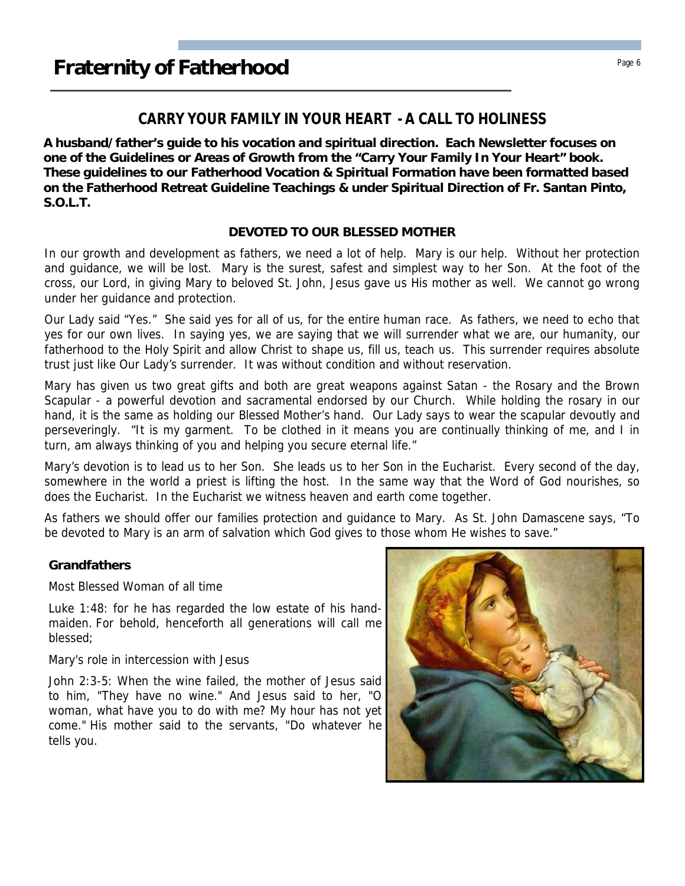# Fraternity of Fatherhood

## CARRY YOUR FAMILY IN YOUR HEART - A CALL TO HOLINESS

**A husband/father's guide to his vocation and spiritual direction. Each Newsletter focuses on one of the Guidelines or Areas of Growth from the "Carry Your Family In Your Heart" book. These guidelines to our Fatherhood Vocation & Spiritual Formation have been formatted based on the Fatherhood Retreat Guideline Teachings & under Spiritual Direction of Fr. Santan Pinto, S.O.L.T.**

### DEVOTED TO OUR BLESSED MOTHER

In our growth and development as fathers, we need a lot of help. Mary is our help. Without her protection and guidance, we will be lost. Mary is the surest, safest and simplest way to her Son. At the foot of the cross, our Lord, in giving Mary to beloved St. John, Jesus gave us His mother as well. We cannot go wrong under her guidance and protection.

Our Lady said "Yes." She said yes for all of us, for the entire human race. As fathers, we need to echo that yes for our own lives. In saying yes, we are saying that we will surrender what we are, our humanity, our fatherhood to the Holy Spirit and allow Christ to shape us, fill us, teach us. This surrender requires absolute trust just like Our Lady's surrender. It was without condition and without reservation.

Mary has given us two great gifts and both are great weapons against Satan - the Rosary and the Brown Scapular - a powerful devotion and sacramental endorsed by our Church. While holding the rosary in our hand, it is the same as holding our Blessed Mother's hand. Our Lady says to wear the scapular devoutly and perseveringly. "It is my garment. To be clothed in it means you are continually thinking of me, and I in turn, am always thinking of you and helping you secure eternal life."

Mary's devotion is to lead us to her Son. She leads us to her Son in the Eucharist. Every second of the day, somewhere in the world a priest is lifting the host. In the same way that the Word of God nourishes, so does the Eucharist. In the Eucharist we witness heaven and earth come together.

As fathers we should offer our families protection and guidance to Mary. As St. John Damascene says, "To be devoted to Mary is an arm of salvation which God gives to those whom He wishes to save."

#### Grandfathers

Most Blessed Woman of all time

Luke 1:48: for he has regarded the low estate of his handmaiden. For behold, henceforth all generations will call me blessed;

Mary's role in intercession with Jesus

John 2:3-5: When the wine failed, the mother of Jesus said to him, "They have no wine." And Jesus said to her, "O woman, what have you to do with me? My hour has not yet come." His mother said to the servants, "Do whatever he tells you.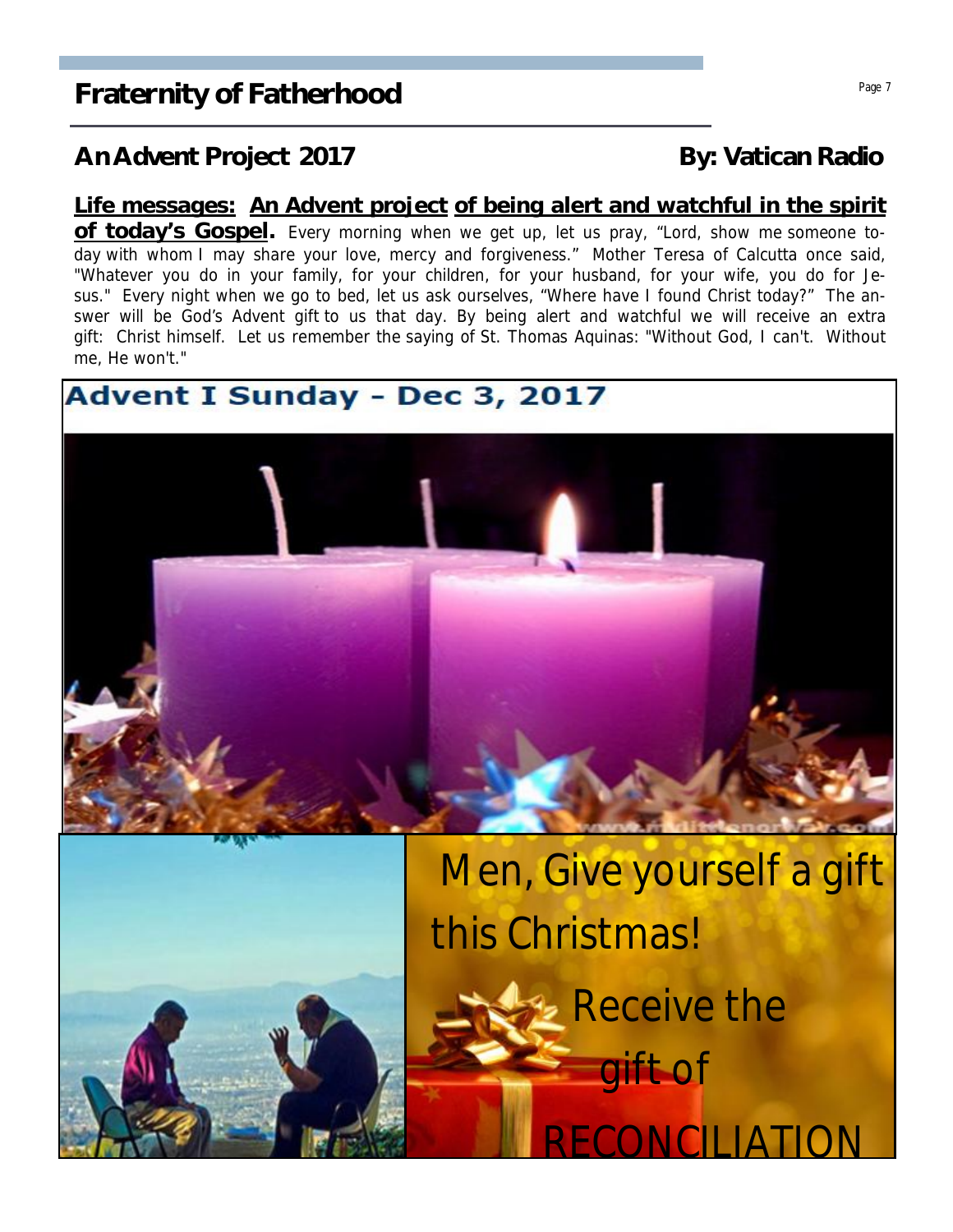## An Advent Project 2017

**By: Vatican Radio**

**Life messages: An Advent project of being alert and watchful in the spirit of today's Gospel.** Every morning when we get up, let us pray, "Lord, show me someone today with whom I may share your love, mercy and forgiveness." Mother Teresa of Calcutta once said, "Whatever you do in your family, for your children, for your husband, for your wife, you do for Jesus." Every night when we go to bed, let us ask ourselves, "Where have I found Christ today?" The answer will be God's Advent gift to us that day. By being alert and watchful we will receive an extra gift: Christ himself. Let us remember the saying of St. Thomas Aquinas: "Without God, I can't. Without me, He won't."

**Advent I Sunday - Dec 3, 2017**

Men, Give yourself a gift this Christmas!

Receive the gift of RECONCILIATION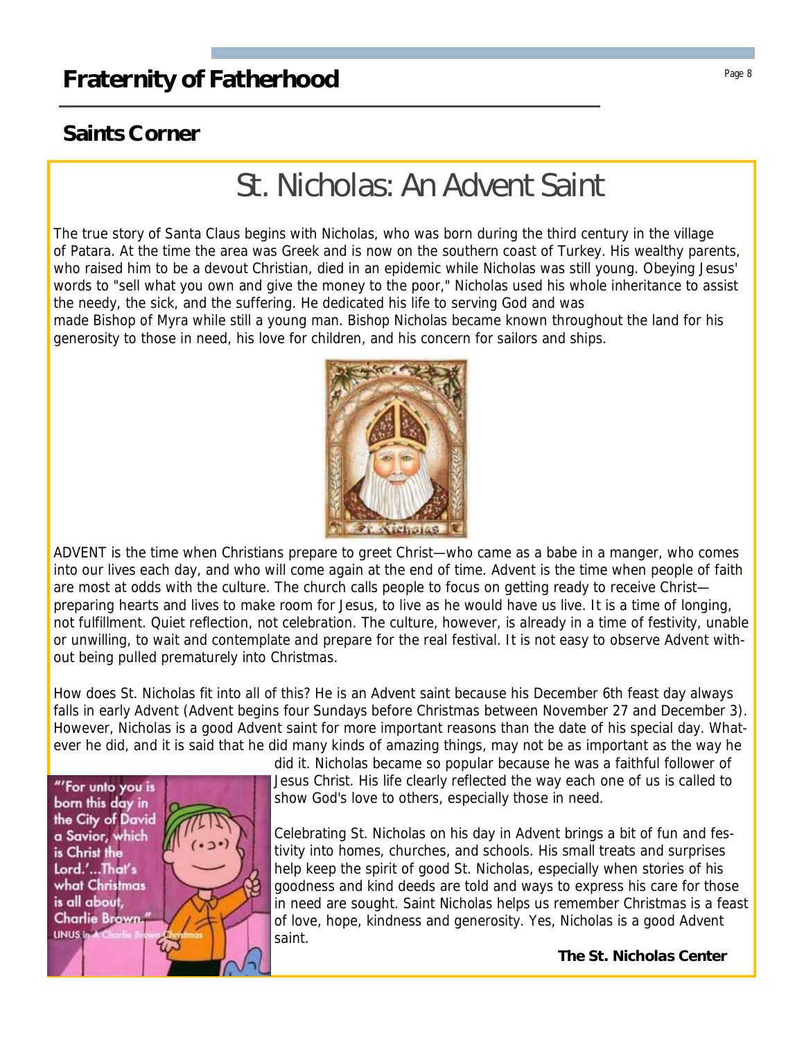# Fraternity of Fatherhood

## Saints Corner

# St. Nicholas: An Advent Saint

The true story of Santa Claus begins with Nicholas, who was born during the third century in the village of Patara. At the time the area was Greek and is now on the southern coast of Turkey. His wealthy parents, who raised him to be a devout Christian, died in an epidemic while Nicholas was still young. Obeying Jesus' words to "sell what you own and give the money to the poor," Nicholas used his whole inheritance to assist the needy, the sick, and the suffering. He dedicated his life to serving God and was made Bishop of Myra while still a young man. Bishop Nicholas became known throughout the land for his generosity to those in need, his love for children, and his concern for sailors and ships.

ADVENT is the time when Christians prepare to greet Christ—who came as a babe in a manger, who comes into our lives each day, and who will come again at the end of time. Advent is the time when people of faith are most at odds with the culture. The church calls people to focus on getting ready to receive Christ—preparing hearts and lives to make room for Jesus, to live as he would have us live. It is a time of longing, not fulfillment. Quiet reflection, not celebration. The culture, however, is already in a time of festivity, unable or unwilling, to wait and contemplate and prepare for the real festival. It is not easy to observe Advent without being pulled prematurely into Christmas.

How does St. Nicholas fit into all of this? He is an Advent saint because his December 6th feast day always falls in early Advent (Advent begins four Sundays before Christmas between November 27 and December 3). However, Nicholas is a good Advent saint for more important reasons than the date of his special day. Whatever he did, and it is said that he did many kinds of amazing things, may not be as important as the way he did it. Nicholas became so popular because he was a faithful follower of Jesus Christ. His life clearly reflected the way each one of us is called to show God's love to others, especially those in need.

Celebrating St. Nicholas on his day in Advent brings a bit of fun and festivity into homes, churches, and schools. His small treats and surprises help keep the spirit of good St. Nicholas, especially when stories of his goodness and kind deeds are told and ways to express his care for those in need are sought. Saint Nicholas helps us remember Christmas is a feast of love, hope, kindness and generosity. Yes, Nicholas is a good Advent saint.

**The St. Nicholas Center**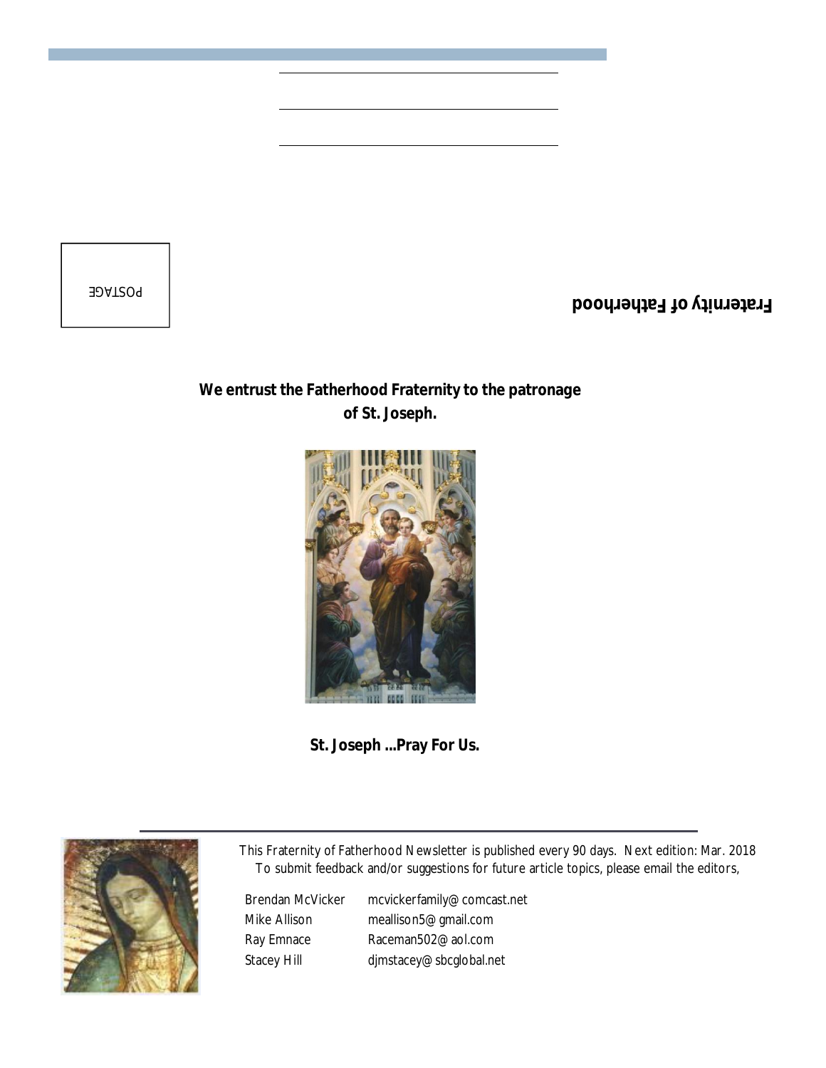POSTAGE

**Fraternity of Fatherhood**

**We entrust the Fatherhood Fraternity to the patronage of St. Joseph.**

**St. Joseph ...Pray For Us.**

This Fraternity of Fatherhood Newsletter is published every 90 days. Next edition: Mar. 2018
To submit feedback and/or suggestions for future article topics, please email the editors,

| | |
|---|---|
| Brendan McVicker | mcvickerfamily@comcast.net |
| Mike Allison | meallison5@gmail.com |
| Ray Emnace | Raceman502@aol.com |
| Stacey Hill | djmstacey@sbcglobal.net |